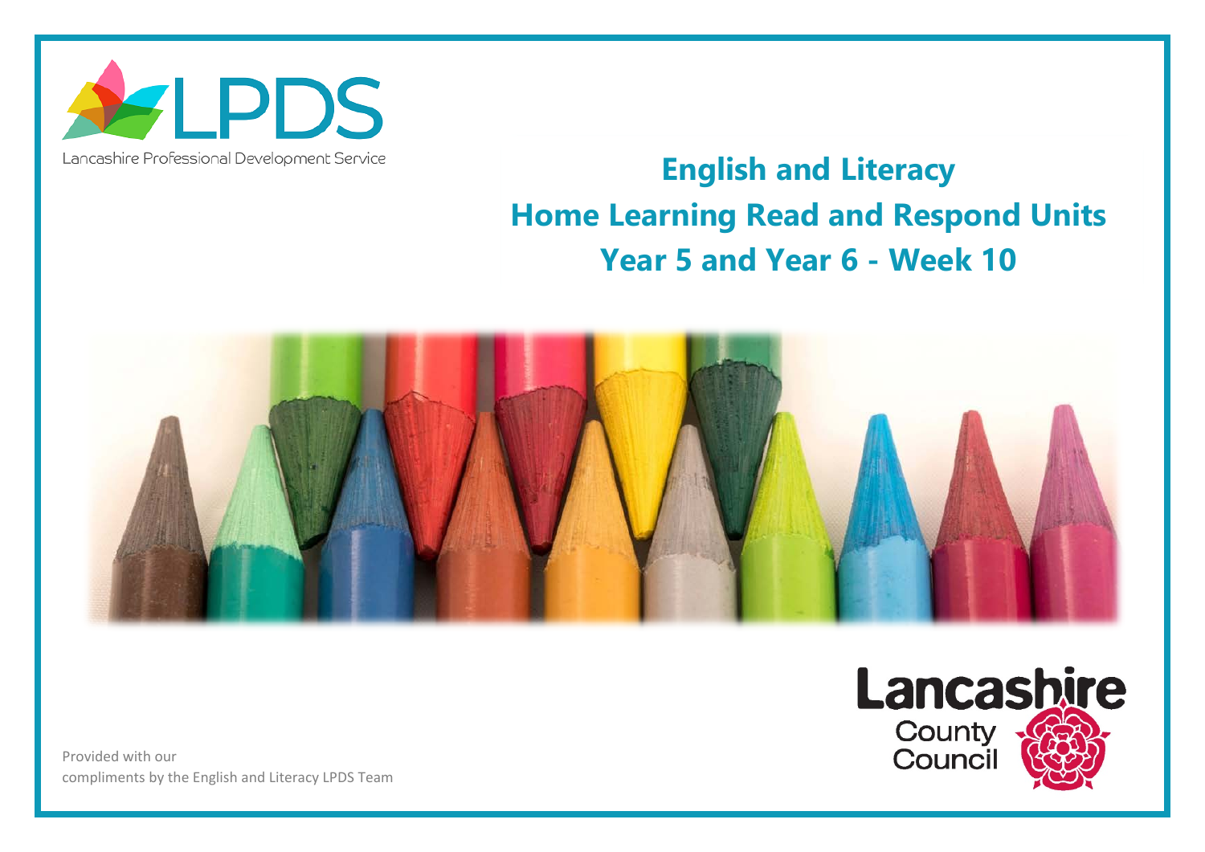LPDS

Lancashire Professional Development Service

# English and Literacy
# Home Learning Read and Respond Units
# Year 5 and Year 6 - Week 10

Lancashire County Council

Provided with our compliments by the English and Literacy LPDS Team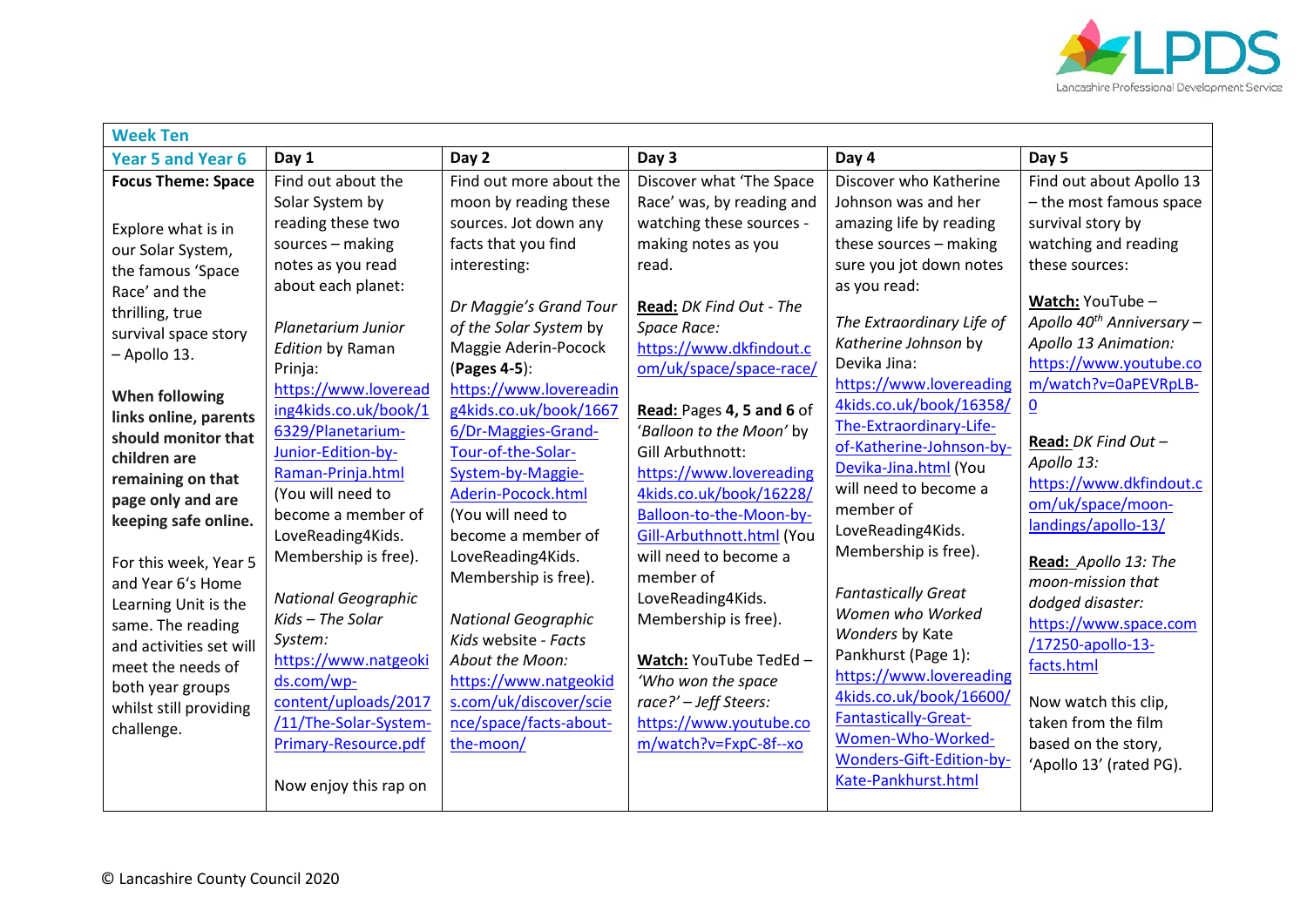| Week Ten | | | | | |
|---|---|---|---|---|---|
| **Year 5 and Year 6** | **Day 1** | **Day 2** | **Day 3** | **Day 4** | **Day 5** |
| **Focus Theme: Space**<br><br>Explore what is in our Solar System, the famous 'Space Race' and the thrilling, true survival space story – Apollo 13.<br><br>**When following links online, parents should monitor that children are remaining on that page only and are keeping safe online.**<br><br>For this week, Year 5 and Year 6's Home Learning Unit is the same. The reading and activities set will meet the needs of both year groups whilst still providing challenge. | Find out about the Solar System by reading these two sources – making notes as you read about each planet:<br><br>*Planetarium Junior Edition* by Raman Prinja:<br>https://www.lovereading4kids.co.uk/book/16329/Planetarium-Junior-Edition-by-Raman-Prinja.html (You will need to become a member of LoveReading4Kids. Membership is free).<br><br>*National Geographic Kids – The Solar System:*<br>https://www.natgeokids.com/wp-content/uploads/2017/11/The-Solar-System-Primary-Resource.pdf<br><br>Now enjoy this rap on | Find out more about the moon by reading these sources. Jot down any facts that you find interesting:<br><br>*Dr Maggie's Grand Tour of the Solar System* by Maggie Aderin-Pocock (**Pages 4-5**):<br>https://www.lovereading4kids.co.uk/book/16676/Dr-Maggies-Grand-Tour-of-the-Solar-System-by-Maggie-Aderin-Pocock.html (You will need to become a member of LoveReading4Kids. Membership is free).<br><br>*National Geographic Kids website - Facts About the Moon:*<br>https://www.natgeokids.com/uk/discover/science/space/facts-about-the-moon/ | Discover what 'The Space Race' was, by reading and watching these sources - making notes as you read.<br><br>**Read:** *DK Find Out - The Space Race:*<br>https://www.dkfindout.com/uk/space/space-race/<br><br>**Read:** Pages **4, 5 and 6** of '*Balloon to the Moon'* by Gill Arbuthnott:<br>https://www.lovereading4kids.co.uk/book/16228/Balloon-to-the-Moon-by-Gill-Arbuthnott.html (You will need to become a member of LoveReading4Kids. Membership is free).<br><br>**Watch:** YouTube TedEd – *'Who won the space race?' – Jeff Steers:*<br>https://www.youtube.com/watch?v=FxpC-8f--xo | Discover who Katherine Johnson was and her amazing life by reading these sources – making sure you jot down notes as you read:<br><br>*The Extraordinary Life of Katherine Johnson* by Devika Jina:<br>https://www.lovereading4kids.co.uk/book/16358/The-Extraordinary-Life-of-Katherine-Johnson-by-Devika-Jina.html (You will need to become a member of LoveReading4Kids. Membership is free).<br><br>*Fantastically Great Women who Worked Wonders* by Kate Pankhurst (Page 1):<br>https://www.lovereading4kids.co.uk/book/16600/Fantastically-Great-Women-Who-Worked-Wonders-Gift-Edition-by-Kate-Pankhurst.html | Find out about Apollo 13 – the most famous space survival story by watching and reading these sources:<br><br>**Watch:** YouTube – *Apollo 40th Anniversary – Apollo 13 Animation:*<br>https://www.youtube.com/watch?v=0aPEVRpLB-0<br><br>**Read:** *DK Find Out – Apollo 13:*<br>https://www.dkfindout.com/uk/space/moon-landings/apollo-13/<br><br>**Read:** *Apollo 13: The moon-mission that dodged disaster:*<br>https://www.space.com/17250-apollo-13-facts.html<br><br>Now watch this clip, taken from the film based on the story, 'Apollo 13' (rated PG). |

© Lancashire County Council 2020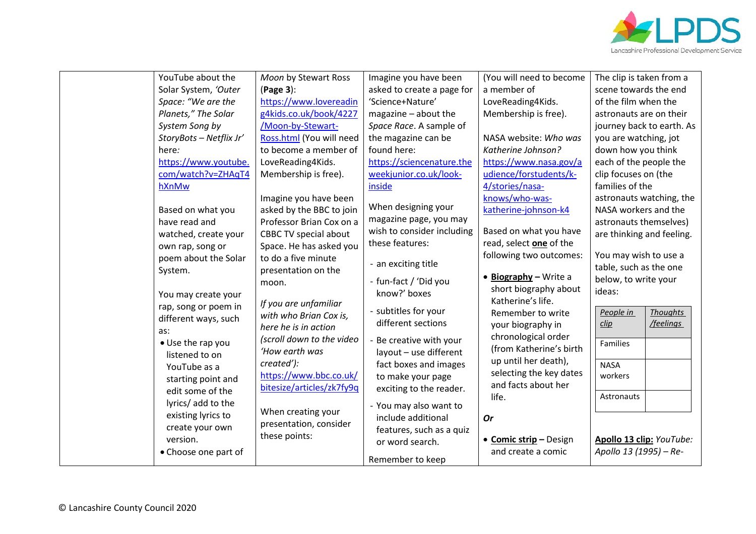| | | | | | |
|---|---|---|---|---|---|
| | YouTube about the Solar System, *'Outer Space: "We are the Planets," The Solar System Song by StoryBots – Netflix Jr'* here*:* https://www.youtube.com/watch?v=ZHAqT4hXnMw<br><br>Based on what you have read and watched, create your own rap, song or poem about the Solar System.<br><br>You may create your rap, song or poem in different ways, such as:<br>• Use the rap you listened to on YouTube as a starting point and edit some of the lyrics/ add to the existing lyrics to create your own version.<br>• Choose one part of | *Moon* by Stewart Ross (**Page 3**): https://www.lovereading4kids.co.uk/book/4227/Moon-by-Stewart-Ross.html (You will need to become a member of LoveReading4Kids. Membership is free).<br><br>Imagine you have been asked by the BBC to join Professor Brian Cox on a CBBC TV special about Space. He has asked you to do a five minute presentation on the moon.<br><br>*If you are unfamiliar with who Brian Cox is, here he is in action (scroll down to the video 'How earth was created'):* https://www.bbc.co.uk/bitesize/articles/zk7fy9q<br><br>When creating your presentation, consider these points: | Imagine you have been asked to create a page for 'Science+Nature' magazine – about the *Space Race*. A sample of the magazine can be found here: https://sciencenature.theweekjunior.co.uk/look-inside<br><br>When designing your magazine page, you may wish to consider including these features:<br>- an exciting title<br>- fun-fact / 'Did you know?' boxes<br>- subtitles for your different sections<br>- Be creative with your layout – use different fact boxes and images to make your page exciting to the reader.<br>- You may also want to include additional features, such as a quiz or word search.<br><br>Remember to keep | (You will need to become a member of LoveReading4Kids. Membership is free).<br><br>NASA website: *Who was Katherine Johnson?* https://www.nasa.gov/audience/forstudents/k-4/stories/nasa-knows/who-was-katherine-johnson-k4<br><br>Based on what you have read, select **one** of the following two outcomes:<br><br>• **Biography –** Write a short biography about Katherine's life. Remember to write your biography in chronological order (from Katherine's birth up until her death), selecting the key dates and facts about her life.<br><br>***Or***<br><br>• **Comic strip –** Design and create a comic | The clip is taken from a scene towards the end of the film when the astronauts are on their journey back to earth. As you are watching, jot down how you think each of the people the clip focuses on (the families of the astronauts watching, the NASA workers and the astronauts themselves) are thinking and feeling.<br><br>You may wish to use a table, such as the one below, to write your ideas:<br><br>*People in clip* / *Thoughts /feelings*<br>Families /<br>NASA workers /<br>Astronauts /<br><br>**Apollo 13 clip:** *YouTube: Apollo 13 (1995) – Re-* |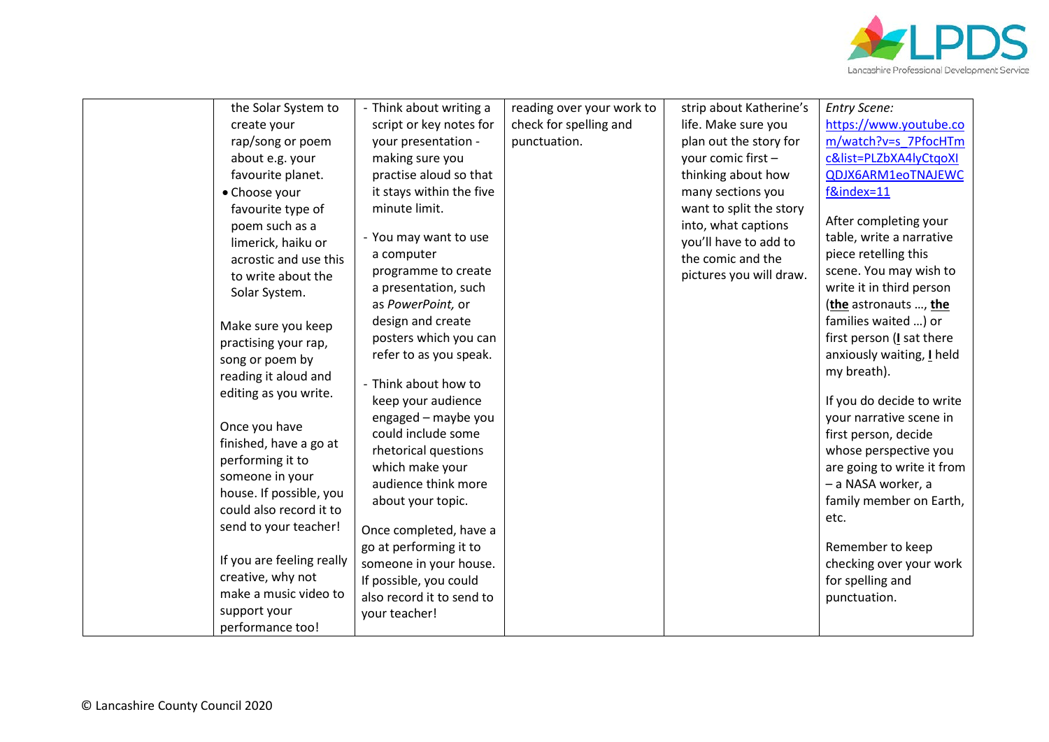| | | | | | |
|---|---|---|---|---|---|
| | the Solar System to create your rap/song or poem about e.g. your favourite planet.<br>• Choose your favourite type of poem such as a limerick, haiku or acrostic and use this to write about the Solar System.<br><br>Make sure you keep practising your rap, song or poem by reading it aloud and editing as you write.<br><br>Once you have finished, have a go at performing it to someone in your house. If possible, you could also record it to send to your teacher!<br><br>If you are feeling really creative, why not make a music video to support your performance too! | - Think about writing a script or key notes for your presentation - making sure you practise aloud so that it stays within the five minute limit.<br><br>- You may want to use a computer programme to create a presentation, such as *PowerPoint,* or design and create posters which you can refer to as you speak.<br><br>- Think about how to keep your audience engaged – maybe you could include some rhetorical questions which make your audience think more about your topic.<br><br>Once completed, have a go at performing it to someone in your house. If possible, you could also record it to send to your teacher! | reading over your work to check for spelling and punctuation. | strip about Katherine's life. Make sure you plan out the story for your comic first – thinking about how many sections you want to split the story into, what captions you'll have to add to the comic and the pictures you will draw. | *Entry Scene:*<br>https://www.youtube.com/watch?v=s_7PfocHTmc&list=PLZbXA4lyCtqoXIQDJX6ARM1eoTNAJEWCf&index=11<br><br>After completing your table, write a narrative piece retelling this scene. You may wish to write it in third person (**the** astronauts …, **the** families waited …) or first person (**I** sat there anxiously waiting, **I** held my breath).<br><br>If you do decide to write your narrative scene in first person, decide whose perspective you are going to write it from – a NASA worker, a family member on Earth, etc.<br><br>Remember to keep checking over your work for spelling and punctuation. |

© Lancashire County Council 2020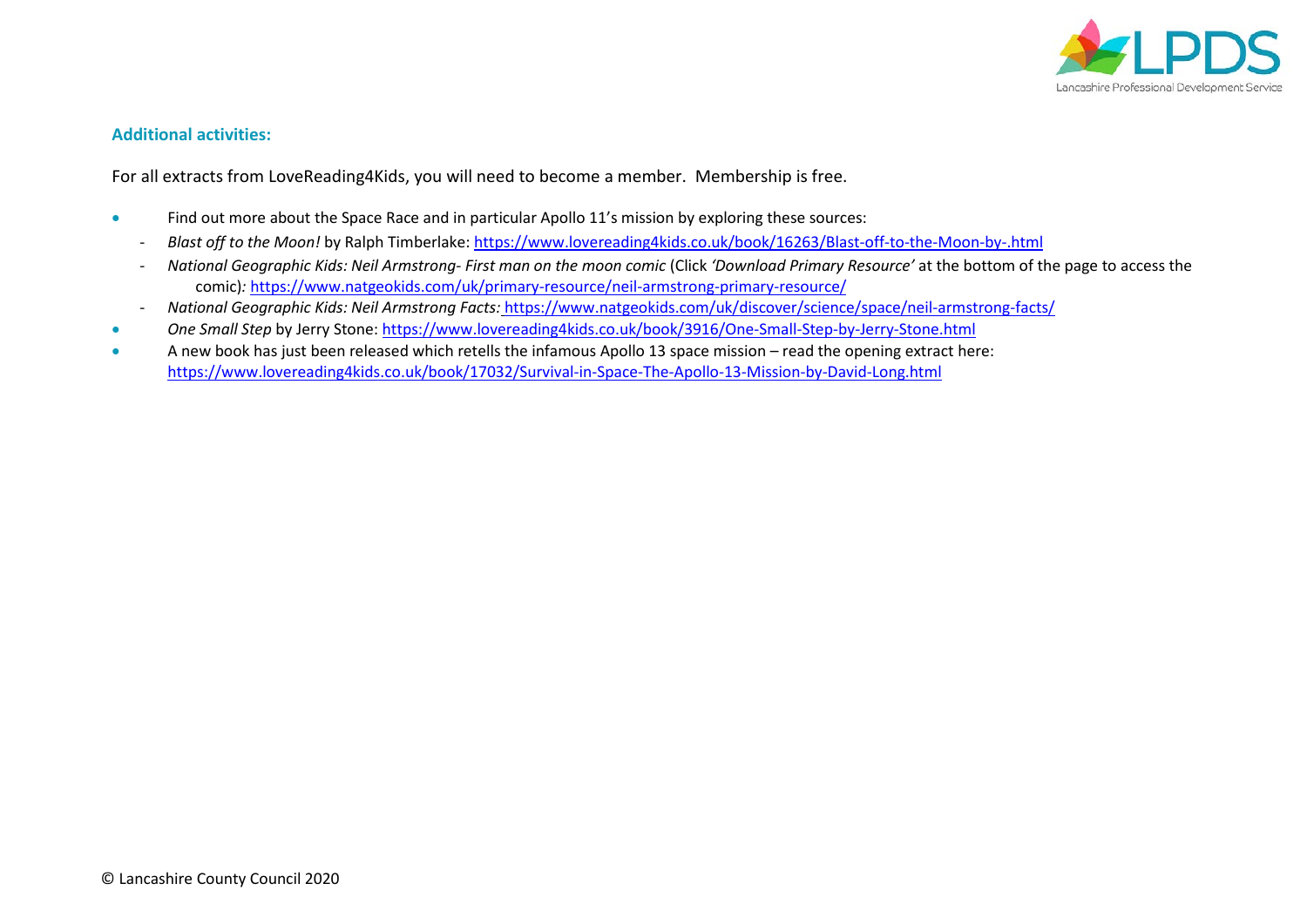**Additional activities:**

For all extracts from LoveReading4Kids, you will need to become a member. Membership is free.

- Find out more about the Space Race and in particular Apollo 11's mission by exploring these sources:
  - *Blast off to the Moon!* by Ralph Timberlake: https://www.lovereading4kids.co.uk/book/16263/Blast-off-to-the-Moon-by-.html
  - *National Geographic Kids: Neil Armstrong- First man on the moon comic* (Click *'Download Primary Resource'* at the bottom of the page to access the comic)*:* https://www.natgeokids.com/uk/primary-resource/neil-armstrong-primary-resource/
  - *National Geographic Kids: Neil Armstrong Facts:* https://www.natgeokids.com/uk/discover/science/space/neil-armstrong-facts/
- *One Small Step* by Jerry Stone: https://www.lovereading4kids.co.uk/book/3916/One-Small-Step-by-Jerry-Stone.html
- A new book has just been released which retells the infamous Apollo 13 space mission – read the opening extract here: https://www.lovereading4kids.co.uk/book/17032/Survival-in-Space-The-Apollo-13-Mission-by-David-Long.html

© Lancashire County Council 2020